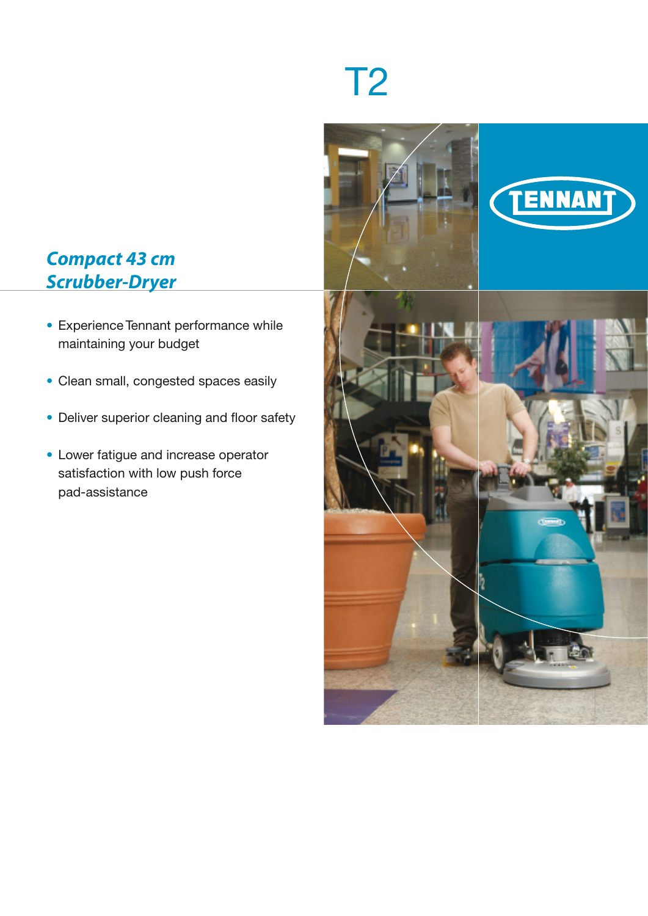# T2

## *Compact 43 cm Scrubber-Dryer*

- Experience Tennant performance while maintaining your budget
- Clean small, congested spaces easily
- Deliver superior cleaning and floor safety
- Lower fatigue and increase operator satisfaction with low push force pad-assistance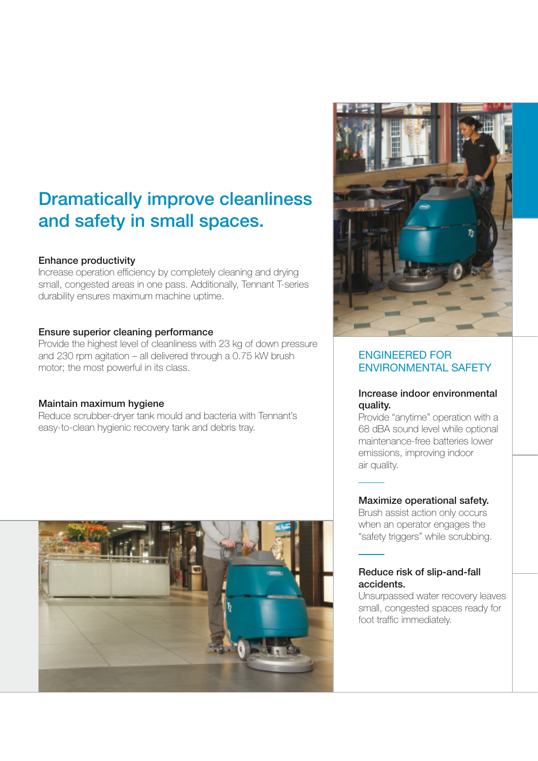# Dramatically improve cleanliness and safety in small spaces.

### Enhance productivity

Increase operation efficiency by completely cleaning and drying small, congested areas in one pass. Additionally, Tennant T-series durability ensures maximum machine uptime.

### Ensure superior cleaning performance

Provide the highest level of cleanliness with 23 kg of down pressure and 230 rpm agitation – all delivered through a 0.75 kW brush motor; the most powerful in its class.

### Maintain maximum hygiene

Reduce scrubber-dryer tank mould and bacteria with Tennant's easy-to-clean hygienic recovery tank and debris tray.

## ENGINEERED FOR ENVIRONMENTAL SAFETY

### Increase indoor environmental quality.

Provide "anytime" operation with a 68 dBA sound level while optional maintenance-free batteries lower emissions, improving indoor air quality.

### Maximize operational safety.

Brush assist action only occurs when an operator engages the "safety triggers" while scrubbing.

### Reduce risk of slip-and-fall accidents.

Unsurpassed water recovery leaves small, congested spaces ready for foot traffic immediately.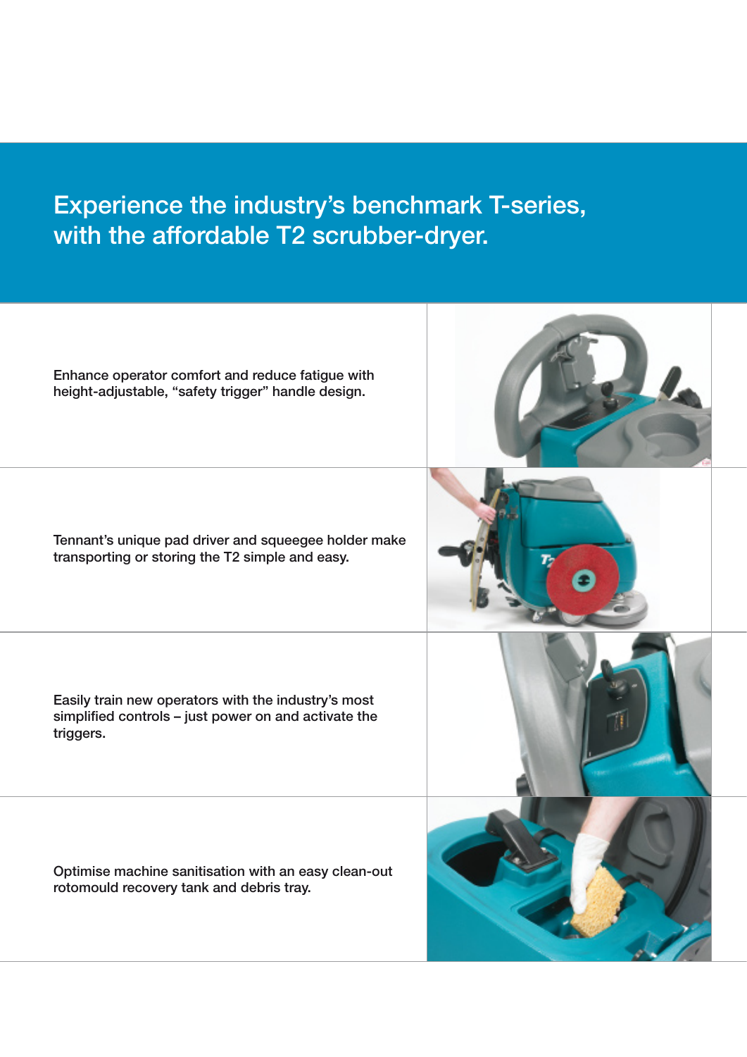# Experience the industry's benchmark T-series, with the affordable T2 scrubber-dryer.

Enhance operator comfort and reduce fatigue with height-adjustable, "safety trigger" handle design.

Tennant's unique pad driver and squeegee holder make transporting or storing the T2 simple and easy.

Easily train new operators with the industry's most simplified controls – just power on and activate the triggers.

Optimise machine sanitisation with an easy clean-out rotomould recovery tank and debris tray.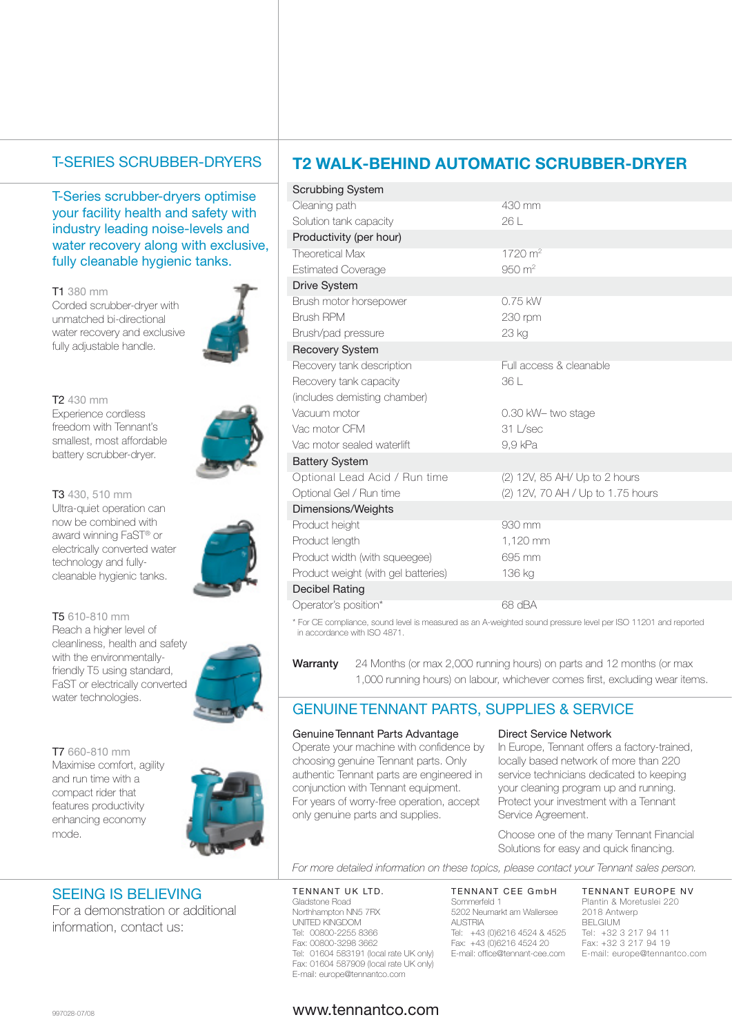## T-SERIES SCRUBBER-DRYERS

T-Series scrubber-dryers optimise your facility health and safety with industry leading noise-levels and water recovery along with exclusive, fully cleanable hygienic tanks.

**T1** 380 mm
Corded scrubber-dryer with unmatched bi-directional water recovery and exclusive fully adjustable handle.

**T2** 430 mm
Experience cordless freedom with Tennant's smallest, most affordable battery scrubber-dryer.

**T3** 430, 510 mm
Ultra-quiet operation can now be combined with award winning FaST® or electrically converted water technology and fully-cleanable hygienic tanks.

**T5** 610-810 mm
Reach a higher level of cleanliness, health and safety with the environmentally-friendly T5 using standard, FaST or electrically converted water technologies.

**T7** 660-810 mm
Maximise comfort, agility and run time with a compact rider that features productivity enhancing economy mode.

## T2 WALK-BEHIND AUTOMATIC SCRUBBER-DRYER

| | |
|---|---|
| **Scrubbing System** | |
| Cleaning path | 430 mm |
| Solution tank capacity | 26 L |
| **Productivity (per hour)** | |
| Theoretical Max | 1720 m$^2$ |
| Estimated Coverage | 950 m$^2$ |
| **Drive System** | |
| Brush motor horsepower | 0.75 kW |
| Brush RPM | 230 rpm |
| Brush/pad pressure | 23 kg |
| **Recovery System** | |
| Recovery tank description | Full access & cleanable |
| Recovery tank capacity | 36 L |
| (includes demisting chamber) | |
| Vacuum motor | 0.30 kW– two stage |
| Vac motor CFM | 31 L/sec |
| Vac motor sealed waterlift | 9,9 kPa |
| **Battery System** | |
| Optional Lead Acid / Run time | (2) 12V, 85 AH/ Up to 2 hours |
| Optional Gel / Run time | (2) 12V, 70 AH / Up to 1.75 hours |
| **Dimensions/Weights** | |
| Product height | 930 mm |
| Product length | 1,120 mm |
| Product width (with squeegee) | 695 mm |
| Product weight (with gel batteries) | 136 kg |
| **Decibel Rating** | |
| Operator's position* | 68 dBA |

\* For CE compliance, sound level is measured as an A-weighted sound pressure level per ISO 11201 and reported in accordance with ISO 4871.

**Warranty** 24 Months (or max 2,000 running hours) on parts and 12 months (or max 1,000 running hours) on labour, whichever comes first, excluding wear items.

## GENUINE TENNANT PARTS, SUPPLIES & SERVICE

**Genuine Tennant Parts Advantage**
Operate your machine with confidence by choosing genuine Tennant parts. Only authentic Tennant parts are engineered in conjunction with Tennant equipment. For years of worry-free operation, accept only genuine parts and supplies.

**Direct Service Network**
In Europe, Tennant offers a factory-trained, locally based network of more than 220 service technicians dedicated to keeping your cleaning program up and running. Protect your investment with a Tennant Service Agreement.

Choose one of the many Tennant Financial Solutions for easy and quick financing.

*For more detailed information on these topics, please contact your Tennant sales person.*

## SEEING IS BELIEVING

For a demonstration or additional information, contact us:

**TENNANT UK LTD.**
Gladstone Road
Northhampton NN5 7RX
UNITED KINGDOM
Tel: 00800-2255 8366
Fax: 00800-3298 3662
Tel: 01604 583191 (local rate UK only)
Fax: 01604 587909 (local rate UK only)
E-mail: europe@tennantco.com

**TENNANT CEE GmbH**
Sommerfeld 1
5202 Neumarkt am Wallersee
AUSTRIA
Tel: +43 (0)6216 4524 & 4525
Fax: +43 (0)6216 4524 20
E-mail: office@tennant-cee.com

**TENNANT EUROPE NV**
Plantin & Moretuslei 220
2018 Antwerp
BELGIUM
Tel: +32 3 217 94 11
Fax: +32 3 217 94 19
E-mail: europe@tennantco.com

997028-07/08

www.tennantco.com